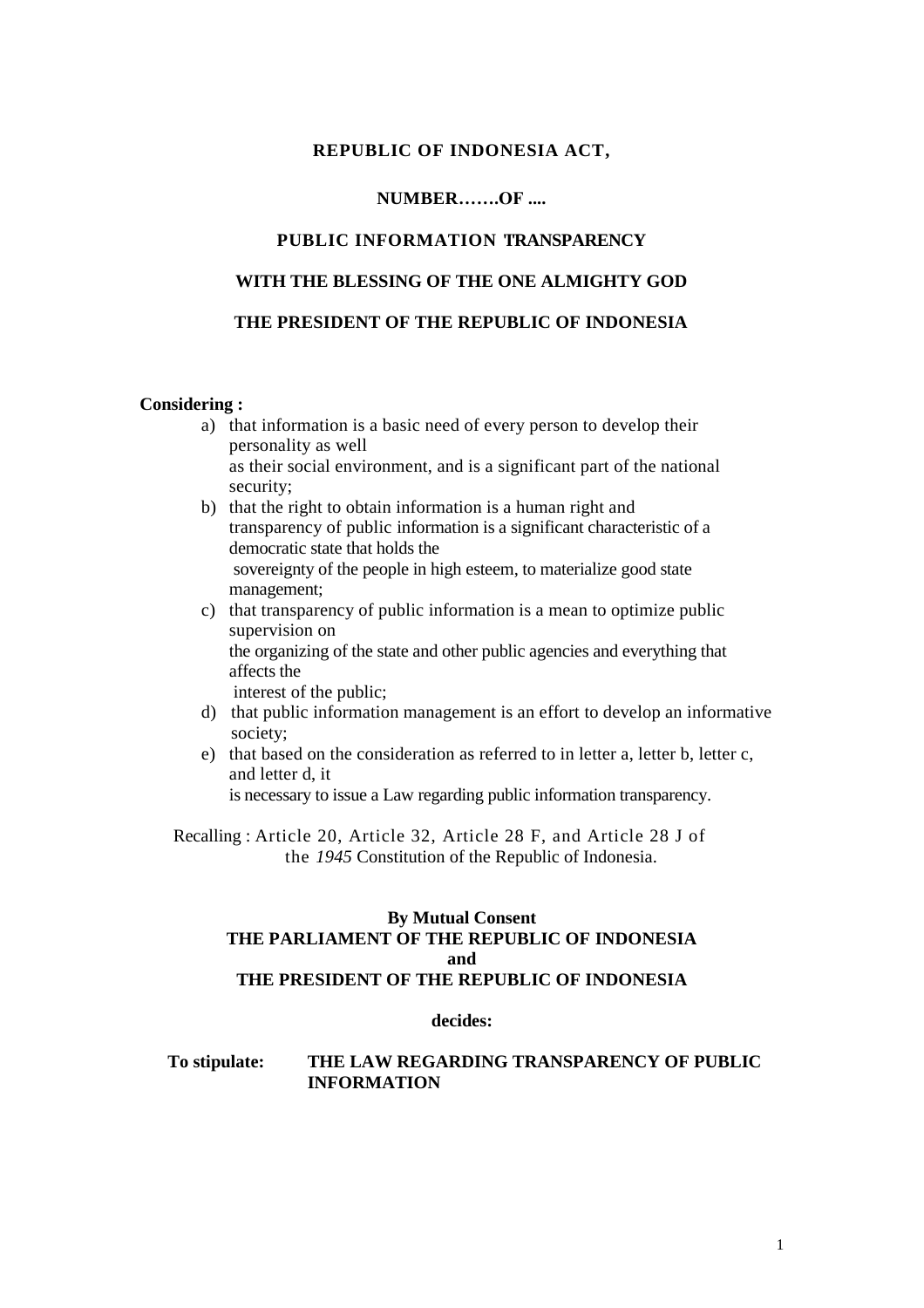**REPUBLIC OF INDONESIA ACT,**

**NUMBER…….OF ....**

**PUBLIC INFORMATION TRANSPARENCY**

**WITH THE BLESSING OF THE ONE ALMIGHTY GOD**

**THE PRESIDENT OF THE REPUBLIC OF INDONESIA**

**Considering :**

a) that information is a basic need of every person to develop their personality as well as their social environment, and is a significant part of the national security;
b) that the right to obtain information is a human right and transparency of public information is a significant characteristic of a democratic state that holds the sovereignty of the people in high esteem, to materialize good state management;
c) that transparency of public information is a mean to optimize public supervision on the organizing of the state and other public agencies and everything that affects the interest of the public;
d) that public information management is an effort to develop an informative society;
e) that based on the consideration as referred to in letter a, letter b, letter c, and letter d, it is necessary to issue a Law regarding public information transparency.

Recalling : Article 20, Article 32, Article 28 F, and Article 28 J of the *1945* Constitution of the Republic of Indonesia.

**By Mutual Consent**
**THE PARLIAMENT OF THE REPUBLIC OF INDONESIA**
**and**
**THE PRESIDENT OF THE REPUBLIC OF INDONESIA**

**decides:**

**To stipulate:** **THE LAW REGARDING TRANSPARENCY OF PUBLIC INFORMATION**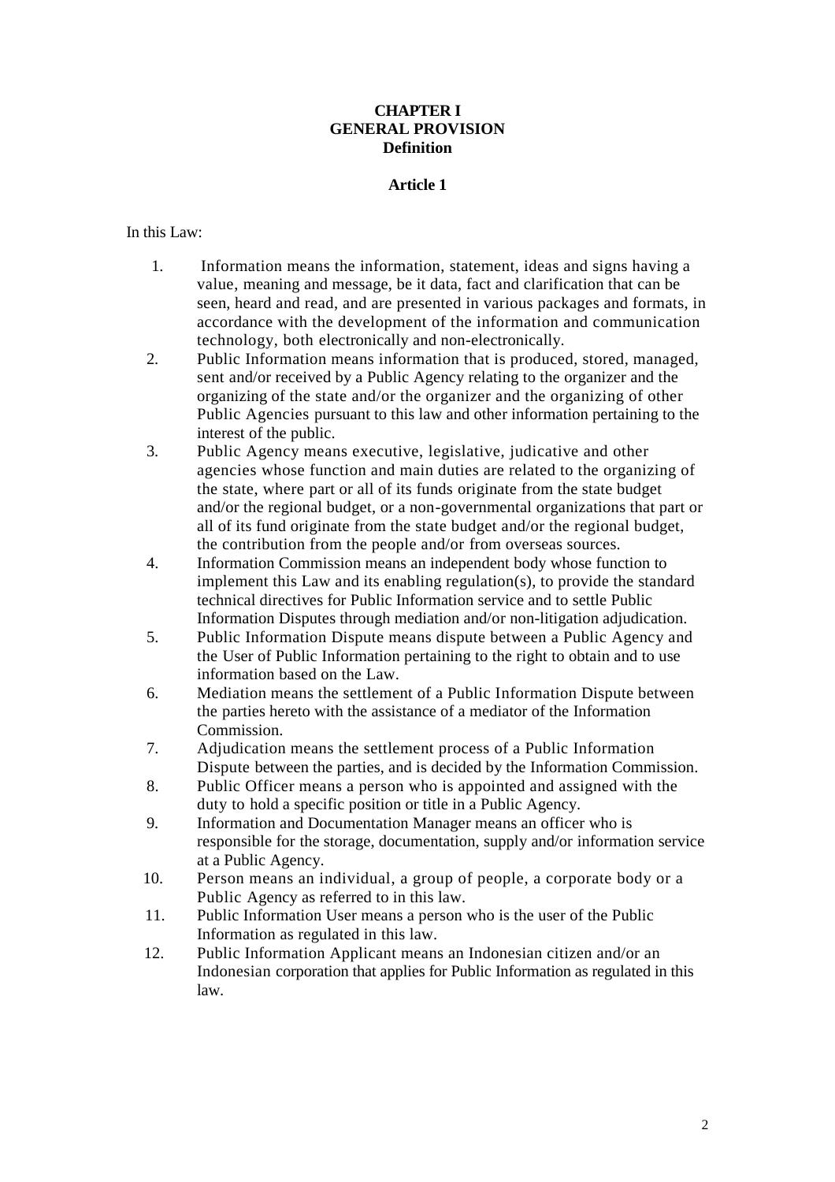# CHAPTER I
## GENERAL PROVISION
### Definition

**Article 1**

In this Law:

1. Information means the information, statement, ideas and signs having a value, meaning and message, be it data, fact and clarification that can be seen, heard and read, and are presented in various packages and formats, in accordance with the development of the information and communication technology, both electronically and non-electronically.
2. Public Information means information that is produced, stored, managed, sent and/or received by a Public Agency relating to the organizer and the organizing of the state and/or the organizer and the organizing of other Public Agencies pursuant to this law and other information pertaining to the interest of the public.
3. Public Agency means executive, legislative, judicative and other agencies whose function and main duties are related to the organizing of the state, where part or all of its funds originate from the state budget and/or the regional budget, or a non-governmental organizations that part or all of its fund originate from the state budget and/or the regional budget, the contribution from the people and/or from overseas sources.
4. Information Commission means an independent body whose function to implement this Law and its enabling regulation(s), to provide the standard technical directives for Public Information service and to settle Public Information Disputes through mediation and/or non-litigation adjudication.
5. Public Information Dispute means dispute between a Public Agency and the User of Public Information pertaining to the right to obtain and to use information based on the Law.
6. Mediation means the settlement of a Public Information Dispute between the parties hereto with the assistance of a mediator of the Information Commission.
7. Adjudication means the settlement process of a Public Information Dispute between the parties, and is decided by the Information Commission.
8. Public Officer means a person who is appointed and assigned with the duty to hold a specific position or title in a Public Agency.
9. Information and Documentation Manager means an officer who is responsible for the storage, documentation, supply and/or information service at a Public Agency.
10. Person means an individual, a group of people, a corporate body or a Public Agency as referred to in this law.
11. Public Information User means a person who is the user of the Public Information as regulated in this law.
12. Public Information Applicant means an Indonesian citizen and/or an Indonesian corporation that applies for Public Information as regulated in this law.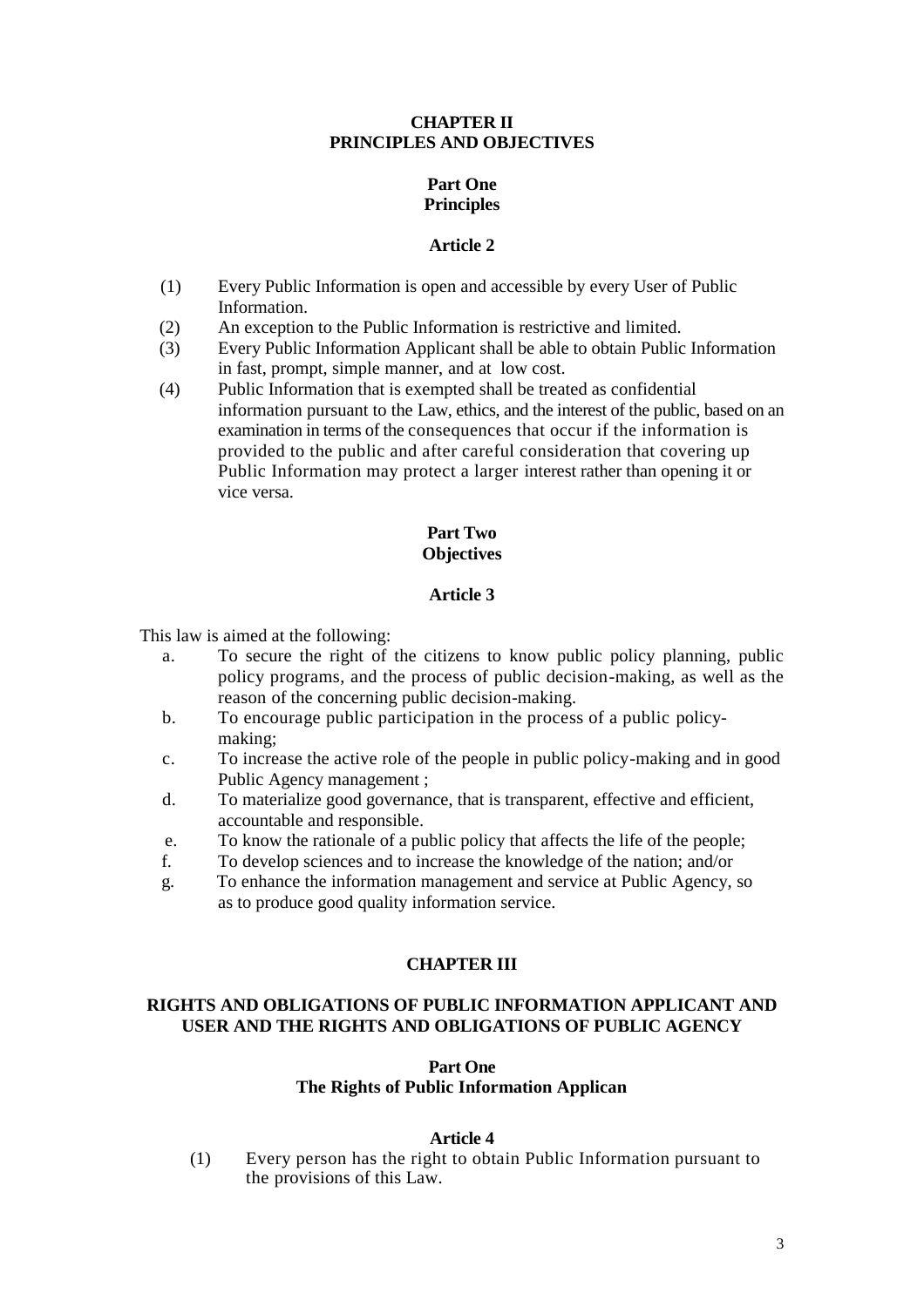## CHAPTER II
## PRINCIPLES AND OBJECTIVES

### Part One
### Principles

#### Article 2

(1) Every Public Information is open and accessible by every User of Public Information.

(2) An exception to the Public Information is restrictive and limited.

(3) Every Public Information Applicant shall be able to obtain Public Information in fast, prompt, simple manner, and at low cost.

(4) Public Information that is exempted shall be treated as confidential information pursuant to the Law, ethics, and the interest of the public, based on an examination in terms of the consequences that occur if the information is provided to the public and after careful consideration that covering up Public Information may protect a larger interest rather than opening it or vice versa.

### Part Two
### Objectives

#### Article 3

This law is aimed at the following:

a. To secure the right of the citizens to know public policy planning, public policy programs, and the process of public decision-making, as well as the reason of the concerning public decision-making.

b. To encourage public participation in the process of a public policy-making;

c. To increase the active role of the people in public policy-making and in good Public Agency management ;

d. To materialize good governance, that is transparent, effective and efficient, accountable and responsible.

e. To know the rationale of a public policy that affects the life of the people;

f. To develop sciences and to increase the knowledge of the nation; and/or

g. To enhance the information management and service at Public Agency, so as to produce good quality information service.

## CHAPTER III

## RIGHTS AND OBLIGATIONS OF PUBLIC INFORMATION APPLICANT AND USER AND THE RIGHTS AND OBLIGATIONS OF PUBLIC AGENCY

### Part One
### The Rights of Public Information Applican

#### Article 4

(1) Every person has the right to obtain Public Information pursuant to the provisions of this Law.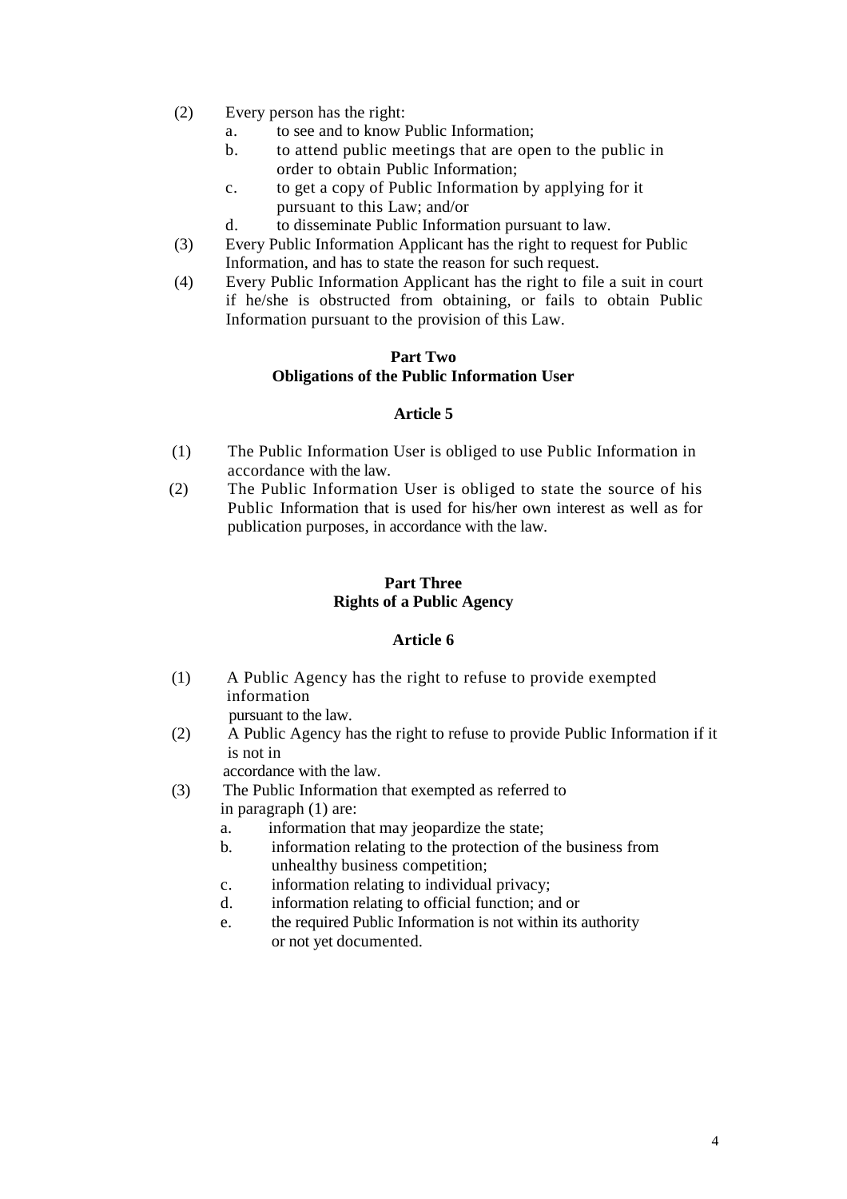(2) Every person has the right:

a. to see and to know Public Information;

b. to attend public meetings that are open to the public in order to obtain Public Information;

c. to get a copy of Public Information by applying for it pursuant to this Law; and/or

d. to disseminate Public Information pursuant to law.

(3) Every Public Information Applicant has the right to request for Public Information, and has to state the reason for such request.

(4) Every Public Information Applicant has the right to file a suit in court if he/she is obstructed from obtaining, or fails to obtain Public Information pursuant to the provision of this Law.

## Part Two
## Obligations of the Public Information User

### Article 5

(1) The Public Information User is obliged to use Public Information in accordance with the law.

(2) The Public Information User is obliged to state the source of his Public Information that is used for his/her own interest as well as for publication purposes, in accordance with the law.

## Part Three
## Rights of a Public Agency

### Article 6

(1) A Public Agency has the right to refuse to provide exempted information pursuant to the law.

(2) A Public Agency has the right to refuse to provide Public Information if it is not in accordance with the law.

(3) The Public Information that exempted as referred to in paragraph (1) are:

a. information that may jeopardize the state;

b. information relating to the protection of the business from unhealthy business competition;

c. information relating to individual privacy;

d. information relating to official function; and or

e. the required Public Information is not within its authority or not yet documented.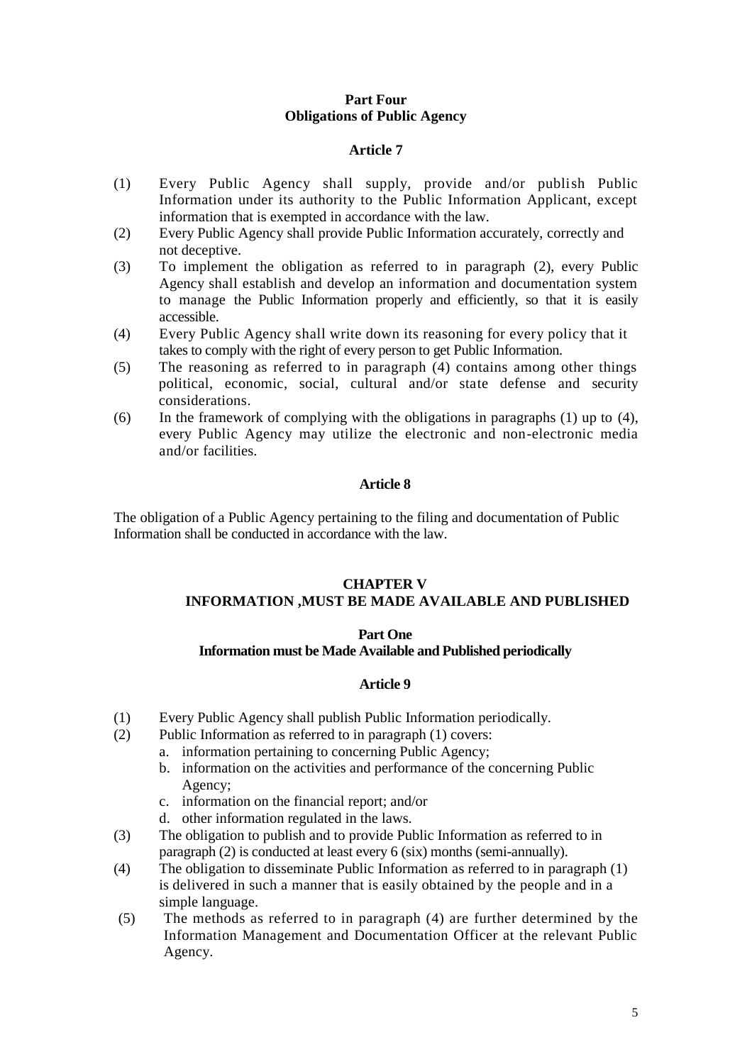**Part Four**
**Obligations of Public Agency**

**Article 7**

(1) Every Public Agency shall supply, provide and/or publish Public Information under its authority to the Public Information Applicant, except information that is exempted in accordance with the law.

(2) Every Public Agency shall provide Public Information accurately, correctly and not deceptive.

(3) To implement the obligation as referred to in paragraph (2), every Public Agency shall establish and develop an information and documentation system to manage the Public Information properly and efficiently, so that it is easily accessible.

(4) Every Public Agency shall write down its reasoning for every policy that it takes to comply with the right of every person to get Public Information.

(5) The reasoning as referred to in paragraph (4) contains among other things political, economic, social, cultural and/or state defense and security considerations.

(6) In the framework of complying with the obligations in paragraphs (1) up to (4), every Public Agency may utilize the electronic and non-electronic media and/or facilities.

**Article 8**

The obligation of a Public Agency pertaining to the filing and documentation of Public Information shall be conducted in accordance with the law.

## CHAPTER V
## INFORMATION ,MUST BE MADE AVAILABLE AND PUBLISHED

**Part One**
**Information must be Made Available and Published periodically**

**Article 9**

(1) Every Public Agency shall publish Public Information periodically.

(2) Public Information as referred to in paragraph (1) covers:
   a. information pertaining to concerning Public Agency;
   b. information on the activities and performance of the concerning Public Agency;
   c. information on the financial report; and/or
   d. other information regulated in the laws.

(3) The obligation to publish and to provide Public Information as referred to in paragraph (2) is conducted at least every 6 (six) months (semi-annually).

(4) The obligation to disseminate Public Information as referred to in paragraph (1) is delivered in such a manner that is easily obtained by the people and in a simple language.

(5) The methods as referred to in paragraph (4) are further determined by the Information Management and Documentation Officer at the relevant Public Agency.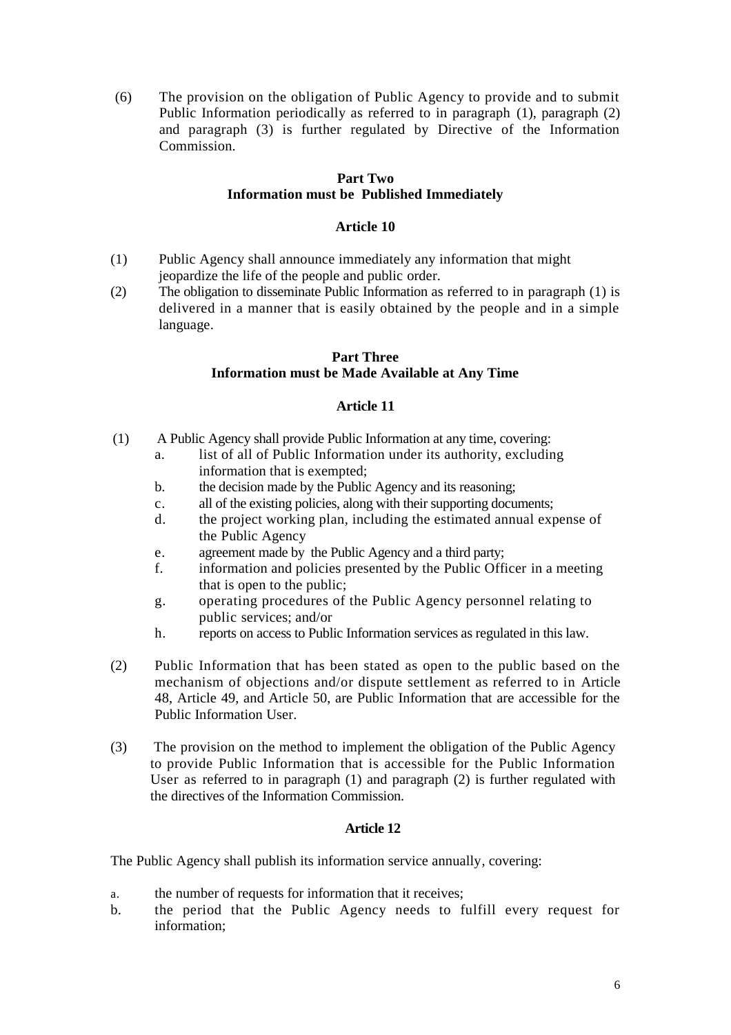(6) The provision on the obligation of Public Agency to provide and to submit Public Information periodically as referred to in paragraph (1), paragraph (2) and paragraph (3) is further regulated by Directive of the Information Commission.

**Part Two**
**Information must be Published Immediately**

**Article 10**

(1) Public Agency shall announce immediately any information that might jeopardize the life of the people and public order.
(2) The obligation to disseminate Public Information as referred to in paragraph (1) is delivered in a manner that is easily obtained by the people and in a simple language.

**Part Three**
**Information must be Made Available at Any Time**

**Article 11**

(1) A Public Agency shall provide Public Information at any time, covering:
   a. list of all of Public Information under its authority, excluding information that is exempted;
   b. the decision made by the Public Agency and its reasoning;
   c. all of the existing policies, along with their supporting documents;
   d. the project working plan, including the estimated annual expense of the Public Agency
   e. agreement made by the Public Agency and a third party;
   f. information and policies presented by the Public Officer in a meeting that is open to the public;
   g. operating procedures of the Public Agency personnel relating to public services; and/or
   h. reports on access to Public Information services as regulated in this law.

(2) Public Information that has been stated as open to the public based on the mechanism of objections and/or dispute settlement as referred to in Article 48, Article 49, and Article 50, are Public Information that are accessible for the Public Information User.

(3) The provision on the method to implement the obligation of the Public Agency to provide Public Information that is accessible for the Public Information User as referred to in paragraph (1) and paragraph (2) is further regulated with the directives of the Information Commission.

**Article 12**

The Public Agency shall publish its information service annually, covering:

a. the number of requests for information that it receives;
b. the period that the Public Agency needs to fulfill every request for information;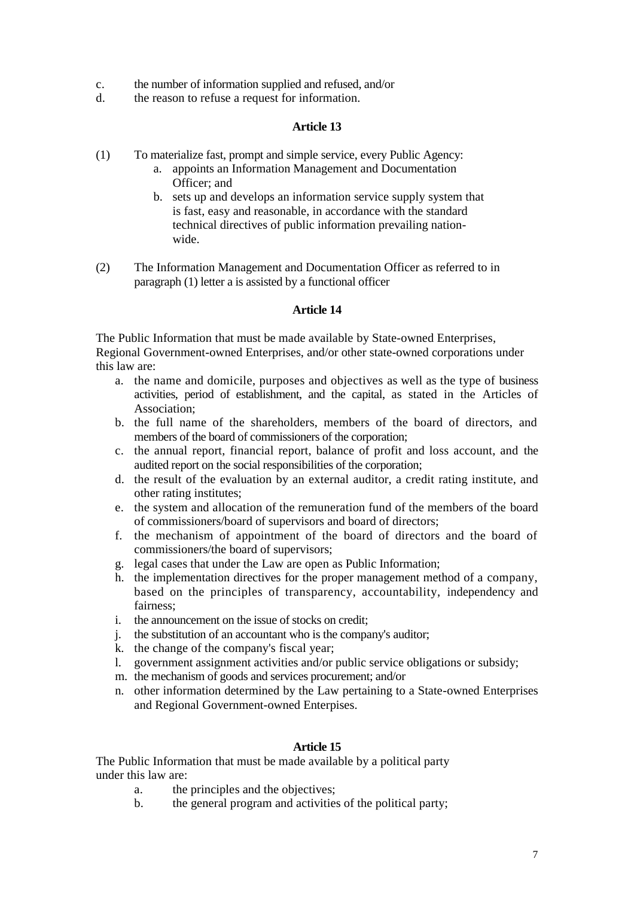c. the number of information supplied and refused, and/or
d. the reason to refuse a request for information.

### Article 13

(1) To materialize fast, prompt and simple service, every Public Agency:
   a. appoints an Information Management and Documentation Officer; and
   b. sets up and develops an information service supply system that is fast, easy and reasonable, in accordance with the standard technical directives of public information prevailing nation-wide.

(2) The Information Management and Documentation Officer as referred to in paragraph (1) letter a is assisted by a functional officer

### Article 14

The Public Information that must be made available by State-owned Enterprises, Regional Government-owned Enterprises, and/or other state-owned corporations under this law are:

a. the name and domicile, purposes and objectives as well as the type of business activities, period of establishment, and the capital, as stated in the Articles of Association;
b. the full name of the shareholders, members of the board of directors, and members of the board of commissioners of the corporation;
c. the annual report, financial report, balance of profit and loss account, and the audited report on the social responsibilities of the corporation;
d. the result of the evaluation by an external auditor, a credit rating institute, and other rating institutes;
e. the system and allocation of the remuneration fund of the members of the board of commissioners/board of supervisors and board of directors;
f. the mechanism of appointment of the board of directors and the board of commissioners/the board of supervisors;
g. legal cases that under the Law are open as Public Information;
h. the implementation directives for the proper management method of a company, based on the principles of transparency, accountability, independency and fairness;
i. the announcement on the issue of stocks on credit;
j. the substitution of an accountant who is the company's auditor;
k. the change of the company's fiscal year;
l. government assignment activities and/or public service obligations or subsidy;
m. the mechanism of goods and services procurement; and/or
n. other information determined by the Law pertaining to a State-owned Enterprises and Regional Government-owned Enterpises.

### Article 15

The Public Information that must be made available by a political party under this law are:

a. the principles and the objectives;
b. the general program and activities of the political party;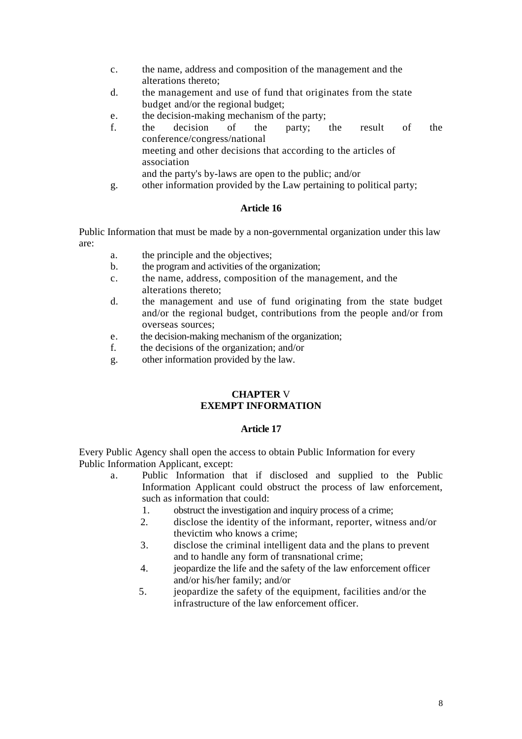c. the name, address and composition of the management and the alterations thereto;
d. the management and use of fund that originates from the state budget and/or the regional budget;
e. the decision-making mechanism of the party;
f. the decision of the party; the result of the conference/congress/national meeting and other decisions that according to the articles of association and the party's by-laws are open to the public; and/or
g. other information provided by the Law pertaining to political party;

**Article 16**

Public Information that must be made by a non-governmental organization under this law are:

a. the principle and the objectives;
b. the program and activities of the organization;
c. the name, address, composition of the management, and the alterations thereto;
d. the management and use of fund originating from the state budget and/or the regional budget, contributions from the people and/or from overseas sources;
e. the decision-making mechanism of the organization;
f. the decisions of the organization; and/or
g. other information provided by the law.

## CHAPTER V
## EXEMPT INFORMATION

**Article 17**

Every Public Agency shall open the access to obtain Public Information for every Public Information Applicant, except:

a. Public Information that if disclosed and supplied to the Public Information Applicant could obstruct the process of law enforcement, such as information that could:
    1. obstruct the investigation and inquiry process of a crime;
    2. disclose the identity of the informant, reporter, witness and/or thevictim who knows a crime;
    3. disclose the criminal intelligent data and the plans to prevent and to handle any form of transnational crime;
    4. jeopardize the life and the safety of the law enforcement officer and/or his/her family; and/or
    5. jeopardize the safety of the equipment, facilities and/or the infrastructure of the law enforcement officer.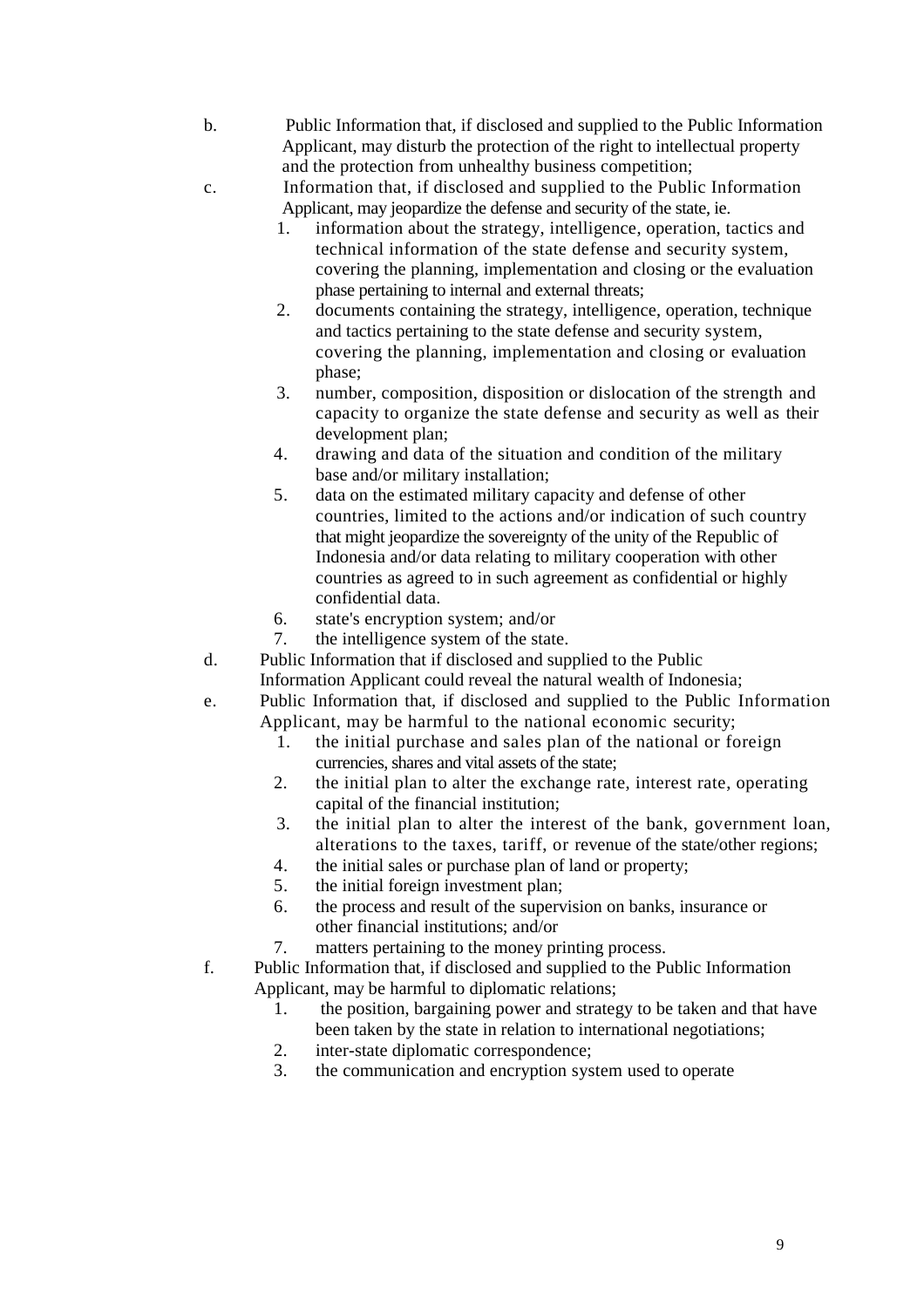b. Public Information that, if disclosed and supplied to the Public Information Applicant, may disturb the protection of the right to intellectual property and the protection from unhealthy business competition;

c. Information that, if disclosed and supplied to the Public Information Applicant, may jeopardize the defense and security of the state, ie.

   1. information about the strategy, intelligence, operation, tactics and technical information of the state defense and security system, covering the planning, implementation and closing or the evaluation phase pertaining to internal and external threats;
   2. documents containing the strategy, intelligence, operation, technique and tactics pertaining to the state defense and security system, covering the planning, implementation and closing or evaluation phase;
   3. number, composition, disposition or dislocation of the strength and capacity to organize the state defense and security as well as their development plan;
   4. drawing and data of the situation and condition of the military base and/or military installation;
   5. data on the estimated military capacity and defense of other countries, limited to the actions and/or indication of such country that might jeopardize the sovereignty of the unity of the Republic of Indonesia and/or data relating to military cooperation with other countries as agreed to in such agreement as confidential or highly confidential data.
   6. state's encryption system; and/or
   7. the intelligence system of the state.

d. Public Information that if disclosed and supplied to the Public Information Applicant could reveal the natural wealth of Indonesia;

e. Public Information that, if disclosed and supplied to the Public Information Applicant, may be harmful to the national economic security;

   1. the initial purchase and sales plan of the national or foreign currencies, shares and vital assets of the state;
   2. the initial plan to alter the exchange rate, interest rate, operating capital of the financial institution;
   3. the initial plan to alter the interest of the bank, government loan, alterations to the taxes, tariff, or revenue of the state/other regions;
   4. the initial sales or purchase plan of land or property;
   5. the initial foreign investment plan;
   6. the process and result of the supervision on banks, insurance or other financial institutions; and/or
   7. matters pertaining to the money printing process.

f. Public Information that, if disclosed and supplied to the Public Information Applicant, may be harmful to diplomatic relations;

   1. the position, bargaining power and strategy to be taken and that have been taken by the state in relation to international negotiations;
   2. inter-state diplomatic correspondence;
   3. the communication and encryption system used to operate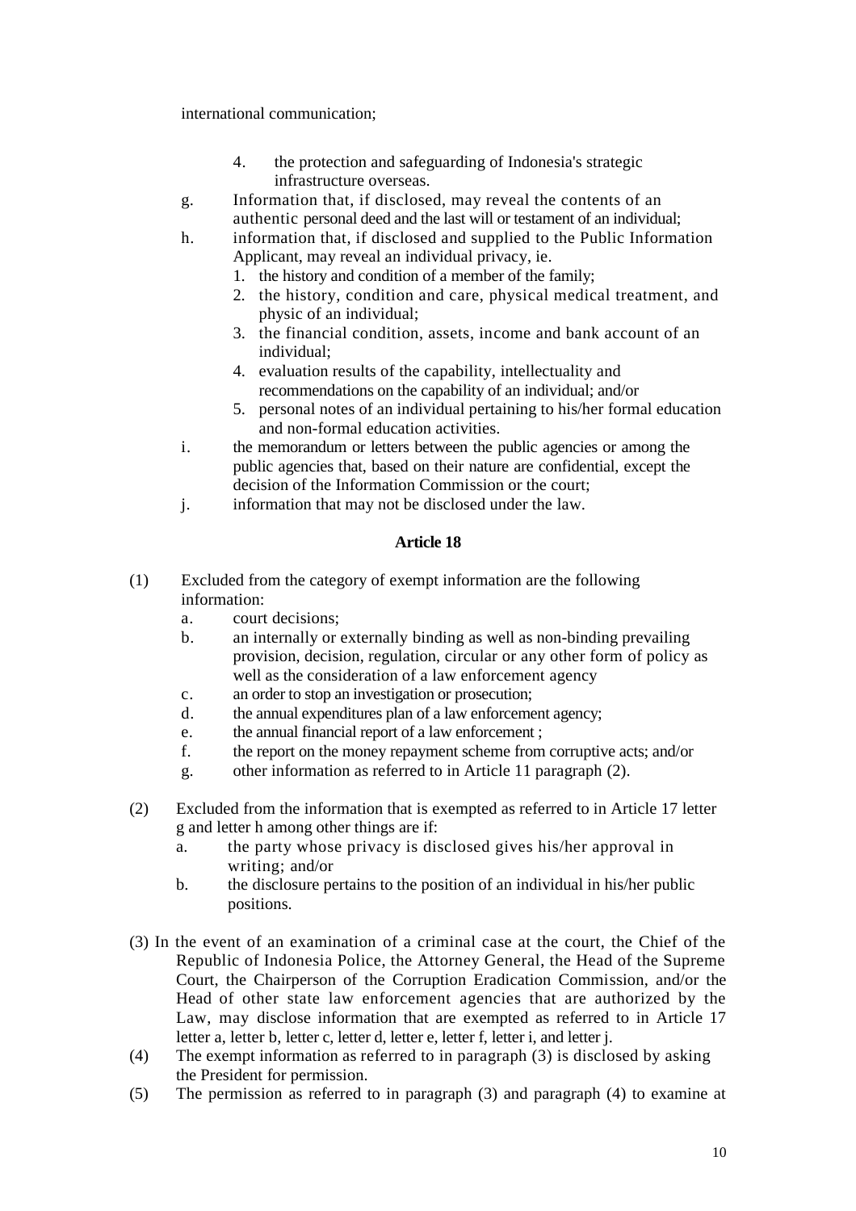international communication;

4. the protection and safeguarding of Indonesia's strategic infrastructure overseas.

g. Information that, if disclosed, may reveal the contents of an authentic personal deed and the last will or testament of an individual;

h. information that, if disclosed and supplied to the Public Information Applicant, may reveal an individual privacy, ie.
   1. the history and condition of a member of the family;
   2. the history, condition and care, physical medical treatment, and physic of an individual;
   3. the financial condition, assets, income and bank account of an individual;
   4. evaluation results of the capability, intellectuality and recommendations on the capability of an individual; and/or
   5. personal notes of an individual pertaining to his/her formal education and non-formal education activities.

i. the memorandum or letters between the public agencies or among the public agencies that, based on their nature are confidential, except the decision of the Information Commission or the court;

j. information that may not be disclosed under the law.

**Article 18**

(1) Excluded from the category of exempt information are the following information:
   a. court decisions;
   b. an internally or externally binding as well as non-binding prevailing provision, decision, regulation, circular or any other form of policy as well as the consideration of a law enforcement agency
   c. an order to stop an investigation or prosecution;
   d. the annual expenditures plan of a law enforcement agency;
   e. the annual financial report of a law enforcement ;
   f. the report on the money repayment scheme from corruptive acts; and/or
   g. other information as referred to in Article 11 paragraph (2).

(2) Excluded from the information that is exempted as referred to in Article 17 letter g and letter h among other things are if:
   a. the party whose privacy is disclosed gives his/her approval in writing; and/or
   b. the disclosure pertains to the position of an individual in his/her public positions.

(3) In the event of an examination of a criminal case at the court, the Chief of the Republic of Indonesia Police, the Attorney General, the Head of the Supreme Court, the Chairperson of the Corruption Eradication Commission, and/or the Head of other state law enforcement agencies that are authorized by the Law, may disclose information that are exempted as referred to in Article 17 letter a, letter b, letter c, letter d, letter e, letter f, letter i, and letter j.

(4) The exempt information as referred to in paragraph (3) is disclosed by asking the President for permission.

(5) The permission as referred to in paragraph (3) and paragraph (4) to examine at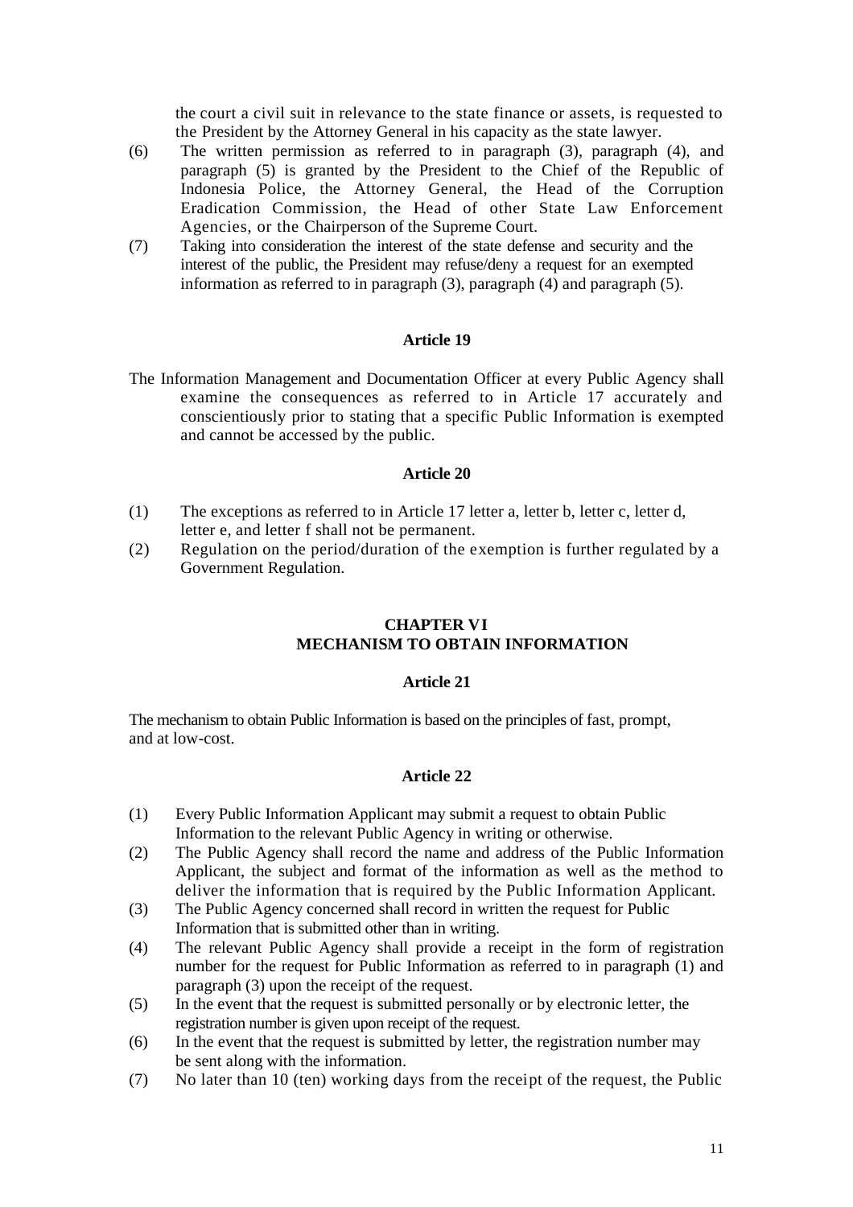the court a civil suit in relevance to the state finance or assets, is requested to the President by the Attorney General in his capacity as the state lawyer.

(6) The written permission as referred to in paragraph (3), paragraph (4), and paragraph (5) is granted by the President to the Chief of the Republic of Indonesia Police, the Attorney General, the Head of the Corruption Eradication Commission, the Head of other State Law Enforcement Agencies, or the Chairperson of the Supreme Court.

(7) Taking into consideration the interest of the state defense and security and the interest of the public, the President may refuse/deny a request for an exempted information as referred to in paragraph (3), paragraph (4) and paragraph (5).

**Article 19**

The Information Management and Documentation Officer at every Public Agency shall examine the consequences as referred to in Article 17 accurately and conscientiously prior to stating that a specific Public Information is exempted and cannot be accessed by the public.

**Article 20**

(1) The exceptions as referred to in Article 17 letter a, letter b, letter c, letter d, letter e, and letter f shall not be permanent.

(2) Regulation on the period/duration of the exemption is further regulated by a Government Regulation.

## CHAPTER VI
## MECHANISM TO OBTAIN INFORMATION

**Article 21**

The mechanism to obtain Public Information is based on the principles of fast, prompt, and at low-cost.

**Article 22**

(1) Every Public Information Applicant may submit a request to obtain Public Information to the relevant Public Agency in writing or otherwise.

(2) The Public Agency shall record the name and address of the Public Information Applicant, the subject and format of the information as well as the method to deliver the information that is required by the Public Information Applicant.

(3) The Public Agency concerned shall record in written the request for Public Information that is submitted other than in writing.

(4) The relevant Public Agency shall provide a receipt in the form of registration number for the request for Public Information as referred to in paragraph (1) and paragraph (3) upon the receipt of the request.

(5) In the event that the request is submitted personally or by electronic letter, the registration number is given upon receipt of the request.

(6) In the event that the request is submitted by letter, the registration number may be sent along with the information.

(7) No later than 10 (ten) working days from the receipt of the request, the Public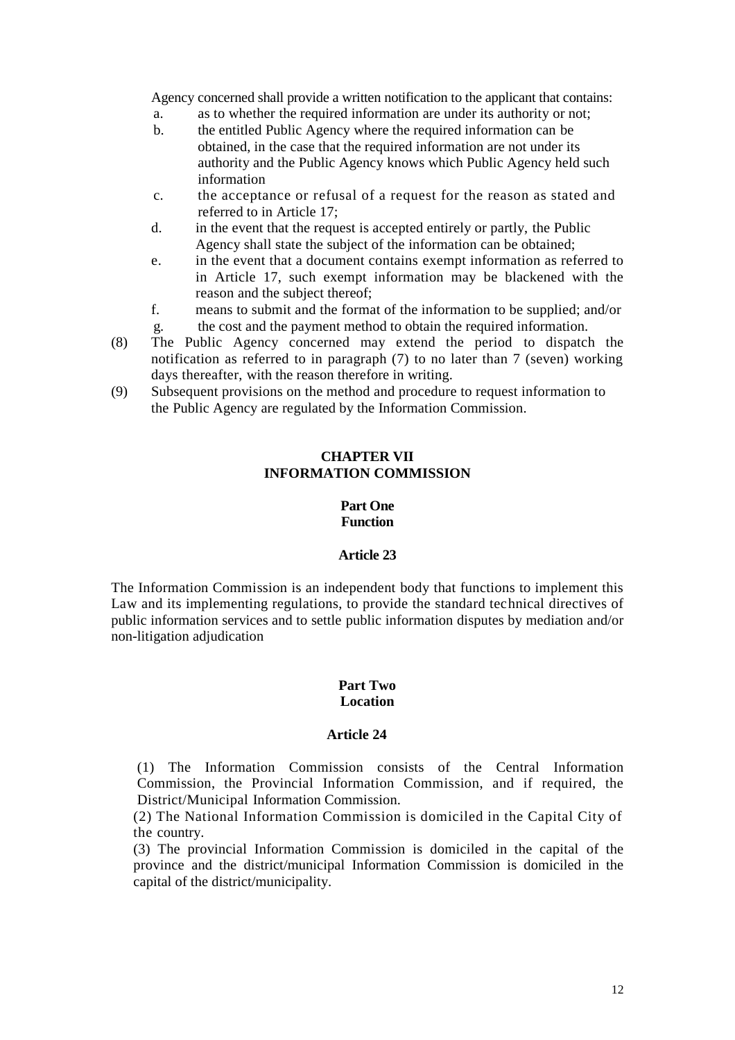Agency concerned shall provide a written notification to the applicant that contains:

a. as to whether the required information are under its authority or not;
b. the entitled Public Agency where the required information can be obtained, in the case that the required information are not under its authority and the Public Agency knows which Public Agency held such information
c. the acceptance or refusal of a request for the reason as stated and referred to in Article 17;
d. in the event that the request is accepted entirely or partly, the Public Agency shall state the subject of the information can be obtained;
e. in the event that a document contains exempt information as referred to in Article 17, such exempt information may be blackened with the reason and the subject thereof;
f. means to submit and the format of the information to be supplied; and/or
g. the cost and the payment method to obtain the required information.

(8) The Public Agency concerned may extend the period to dispatch the notification as referred to in paragraph (7) to no later than 7 (seven) working days thereafter, with the reason therefore in writing.

(9) Subsequent provisions on the method and procedure to request information to the Public Agency are regulated by the Information Commission.

## CHAPTER VII
## INFORMATION COMMISSION

### Part One
### Function

#### Article 23

The Information Commission is an independent body that functions to implement this Law and its implementing regulations, to provide the standard technical directives of public information services and to settle public information disputes by mediation and/or non-litigation adjudication

### Part Two
### Location

#### Article 24

(1) The Information Commission consists of the Central Information Commission, the Provincial Information Commission, and if required, the District/Municipal Information Commission.

(2) The National Information Commission is domiciled in the Capital City of the country.

(3) The provincial Information Commission is domiciled in the capital of the province and the district/municipal Information Commission is domiciled in the capital of the district/municipality.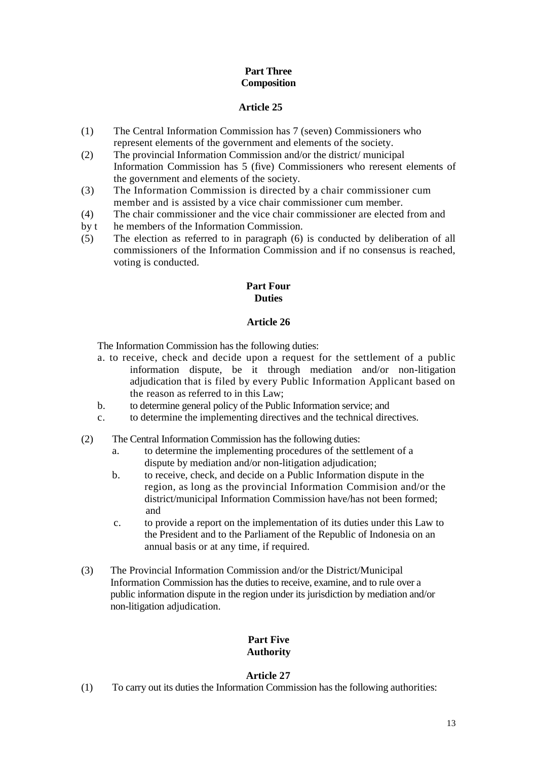**Part Three**
**Composition**

**Article 25**

(1) The Central Information Commission has 7 (seven) Commissioners who represent elements of the government and elements of the society.
(2) The provincial Information Commission and/or the district/ municipal Information Commission has 5 (five) Commissioners who reresent elements of the government and elements of the society.
(3) The Information Commission is directed by a chair commissioner cum member and is assisted by a vice chair commissioner cum member.
(4) The chair commissioner and the vice chair commissioner are elected from and by the members of the Information Commission.
(5) The election as referred to in paragraph (6) is conducted by deliberation of all commissioners of the Information Commission and if no consensus is reached, voting is conducted.

**Part Four**
**Duties**

**Article 26**

The Information Commission has the following duties:

a. to receive, check and decide upon a request for the settlement of a public information dispute, be it through mediation and/or non-litigation adjudication that is filed by every Public Information Applicant based on the reason as referred to in this Law;
b. to determine general policy of the Public Information service; and
c. to determine the implementing directives and the technical directives.

(2) The Central Information Commission has the following duties:
   a. to determine the implementing procedures of the settlement of a dispute by mediation and/or non-litigation adjudication;
   b. to receive, check, and decide on a Public Information dispute in the region, as long as the provincial Information Commision and/or the district/municipal Information Commission have/has not been formed; and
   c. to provide a report on the implementation of its duties under this Law to the President and to the Parliament of the Republic of Indonesia on an annual basis or at any time, if required.

(3) The Provincial Information Commission and/or the District/Municipal Information Commission has the duties to receive, examine, and to rule over a public information dispute in the region under its jurisdiction by mediation and/or non-litigation adjudication.

**Part Five**
**Authority**

**Article 27**

(1) To carry out its duties the Information Commission has the following authorities: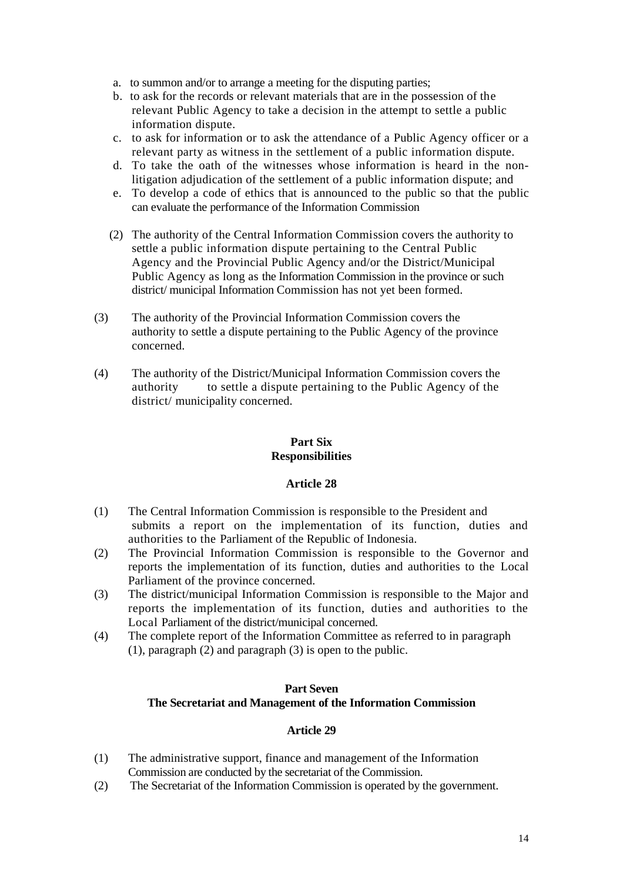a. to summon and/or to arrange a meeting for the disputing parties;
b. to ask for the records or relevant materials that are in the possession of the relevant Public Agency to take a decision in the attempt to settle a public information dispute.
c. to ask for information or to ask the attendance of a Public Agency officer or a relevant party as witness in the settlement of a public information dispute.
d. To take the oath of the witnesses whose information is heard in the non-litigation adjudication of the settlement of a public information dispute; and
e. To develop a code of ethics that is announced to the public so that the public can evaluate the performance of the Information Commission

(2) The authority of the Central Information Commission covers the authority to settle a public information dispute pertaining to the Central Public Agency and the Provincial Public Agency and/or the District/Municipal Public Agency as long as the Information Commission in the province or such district/ municipal Information Commission has not yet been formed.

(3) The authority of the Provincial Information Commission covers the authority to settle a dispute pertaining to the Public Agency of the province concerned.

(4) The authority of the District/Municipal Information Commission covers the authority to settle a dispute pertaining to the Public Agency of the district/ municipality concerned.

**Part Six**
**Responsibilities**

**Article 28**

(1) The Central Information Commission is responsible to the President and submits a report on the implementation of its function, duties and authorities to the Parliament of the Republic of Indonesia.
(2) The Provincial Information Commission is responsible to the Governor and reports the implementation of its function, duties and authorities to the Local Parliament of the province concerned.
(3) The district/municipal Information Commission is responsible to the Major and reports the implementation of its function, duties and authorities to the Local Parliament of the district/municipal concerned.
(4) The complete report of the Information Committee as referred to in paragraph (1), paragraph (2) and paragraph (3) is open to the public.

**Part Seven**
**The Secretariat and Management of the Information Commission**

**Article 29**

(1) The administrative support, finance and management of the Information Commission are conducted by the secretariat of the Commission.
(2) The Secretariat of the Information Commission is operated by the government.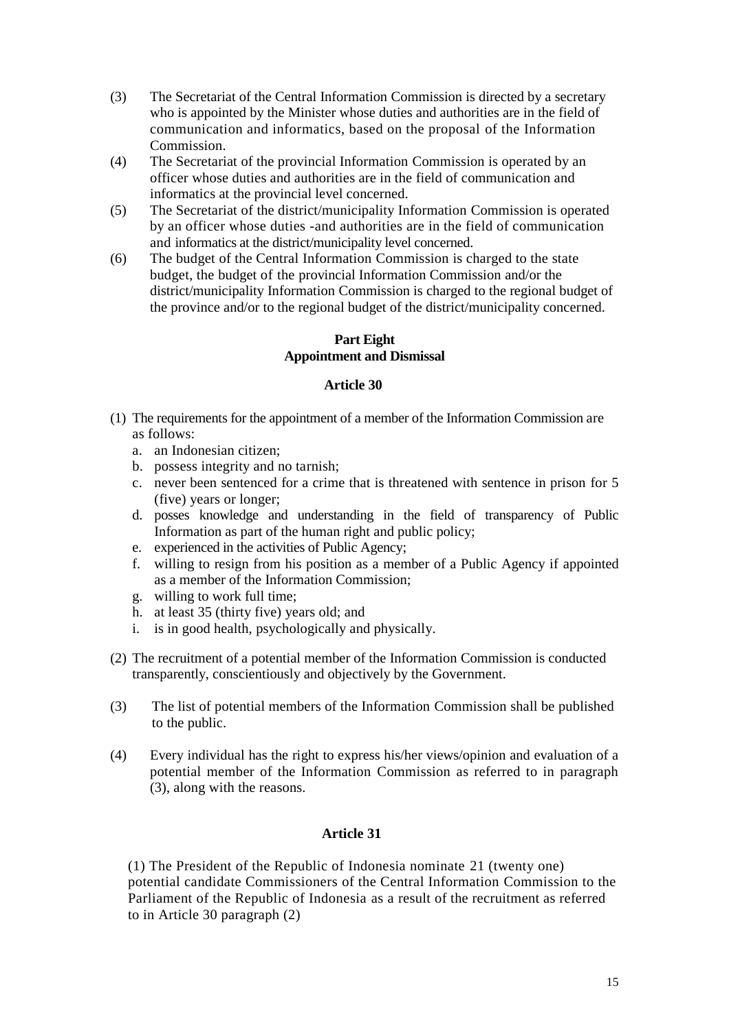(3) The Secretariat of the Central Information Commission is directed by a secretary who is appointed by the Minister whose duties and authorities are in the field of communication and informatics, based on the proposal of the Information Commission.

(4) The Secretariat of the provincial Information Commission is operated by an officer whose duties and authorities are in the field of communication and informatics at the provincial level concerned.

(5) The Secretariat of the district/municipality Information Commission is operated by an officer whose duties -and authorities are in the field of communication and informatics at the district/municipality level concerned.

(6) The budget of the Central Information Commission is charged to the state budget, the budget of the provincial Information Commission and/or the district/municipality Information Commission is charged to the regional budget of the province and/or to the regional budget of the district/municipality concerned.

## Part Eight
## Appointment and Dismissal

### Article 30

(1) The requirements for the appointment of a member of the Information Commission are as follows:

a. an Indonesian citizen;
b. possess integrity and no tarnish;
c. never been sentenced for a crime that is threatened with sentence in prison for 5 (five) years or longer;
d. posses knowledge and understanding in the field of transparency of Public Information as part of the human right and public policy;
e. experienced in the activities of Public Agency;
f. willing to resign from his position as a member of a Public Agency if appointed as a member of the Information Commission;
g. willing to work full time;
h. at least 35 (thirty five) years old; and
i. is in good health, psychologically and physically.

(2) The recruitment of a potential member of the Information Commission is conducted transparently, conscientiously and objectively by the Government.

(3) The list of potential members of the Information Commission shall be published to the public.

(4) Every individual has the right to express his/her views/opinion and evaluation of a potential member of the Information Commission as referred to in paragraph (3), along with the reasons.

### Article 31

(1) The President of the Republic of Indonesia nominate 21 (twenty one) potential candidate Commissioners of the Central Information Commission to the Parliament of the Republic of Indonesia as a result of the recruitment as referred to in Article 30 paragraph (2)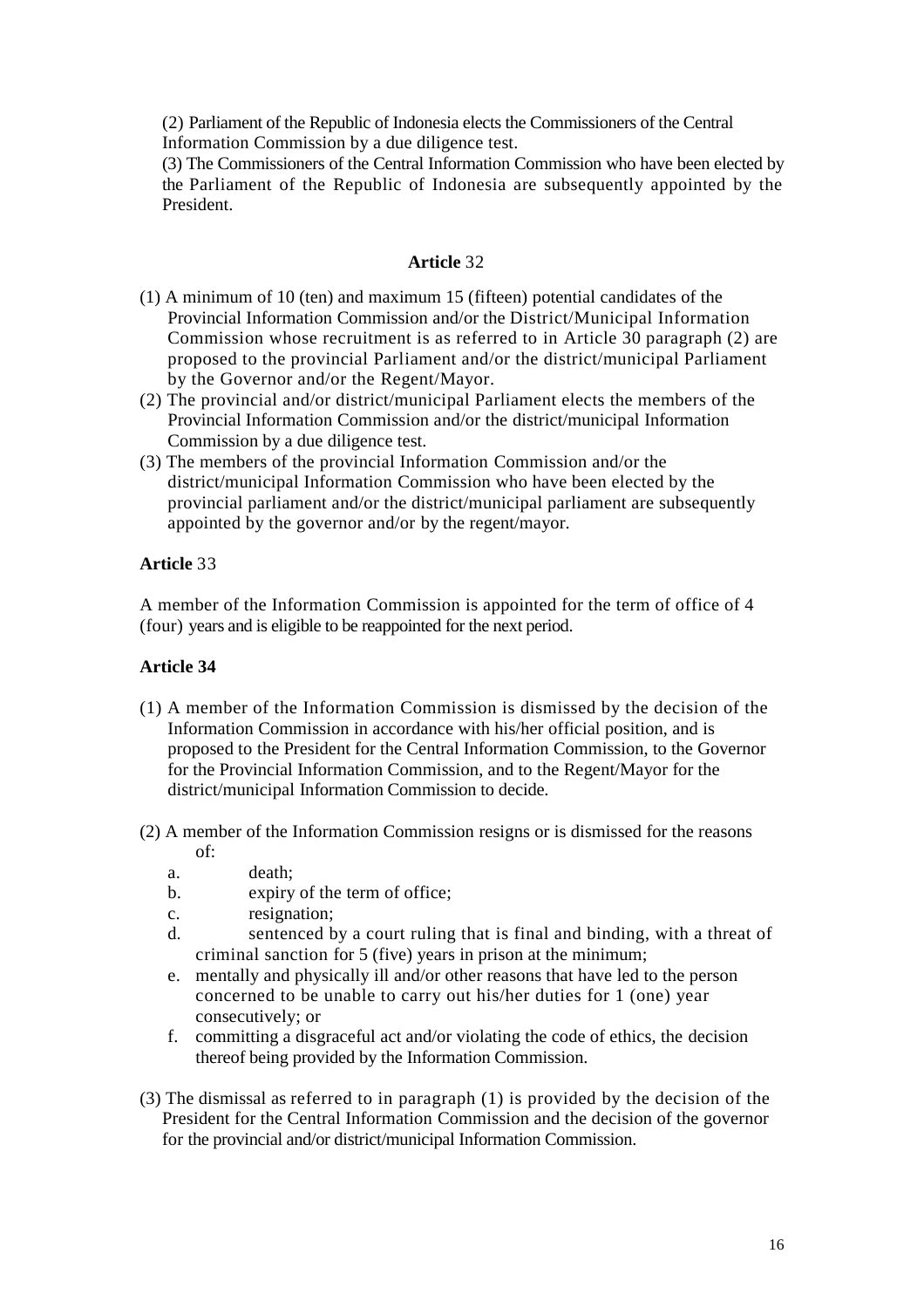(2) Parliament of the Republic of Indonesia elects the Commissioners of the Central Information Commission by a due diligence test.

(3) The Commissioners of the Central Information Commission who have been elected by the Parliament of the Republic of Indonesia are subsequently appointed by the President.

**Article** 32

(1) A minimum of 10 (ten) and maximum 15 (fifteen) potential candidates of the Provincial Information Commission and/or the District/Municipal Information Commission whose recruitment is as referred to in Article 30 paragraph (2) are proposed to the provincial Parliament and/or the district/municipal Parliament by the Governor and/or the Regent/Mayor.

(2) The provincial and/or district/municipal Parliament elects the members of the Provincial Information Commission and/or the district/municipal Information Commission by a due diligence test.

(3) The members of the provincial Information Commission and/or the district/municipal Information Commission who have been elected by the provincial parliament and/or the district/municipal parliament are subsequently appointed by the governor and/or by the regent/mayor.

**Article** 33

A member of the Information Commission is appointed for the term of office of 4 (four) years and is eligible to be reappointed for the next period.

**Article 34**

(1) A member of the Information Commission is dismissed by the decision of the Information Commission in accordance with his/her official position, and is proposed to the President for the Central Information Commission, to the Governor for the Provincial Information Commission, and to the Regent/Mayor for the district/municipal Information Commission to decide.

(2) A member of the Information Commission resigns or is dismissed for the reasons of:

a. death;
b. expiry of the term of office;
c. resignation;
d. sentenced by a court ruling that is final and binding, with a threat of criminal sanction for 5 (five) years in prison at the minimum;
e. mentally and physically ill and/or other reasons that have led to the person concerned to be unable to carry out his/her duties for 1 (one) year consecutively; or
f. committing a disgraceful act and/or violating the code of ethics, the decision thereof being provided by the Information Commission.

(3) The dismissal as referred to in paragraph (1) is provided by the decision of the President for the Central Information Commission and the decision of the governor for the provincial and/or district/municipal Information Commission.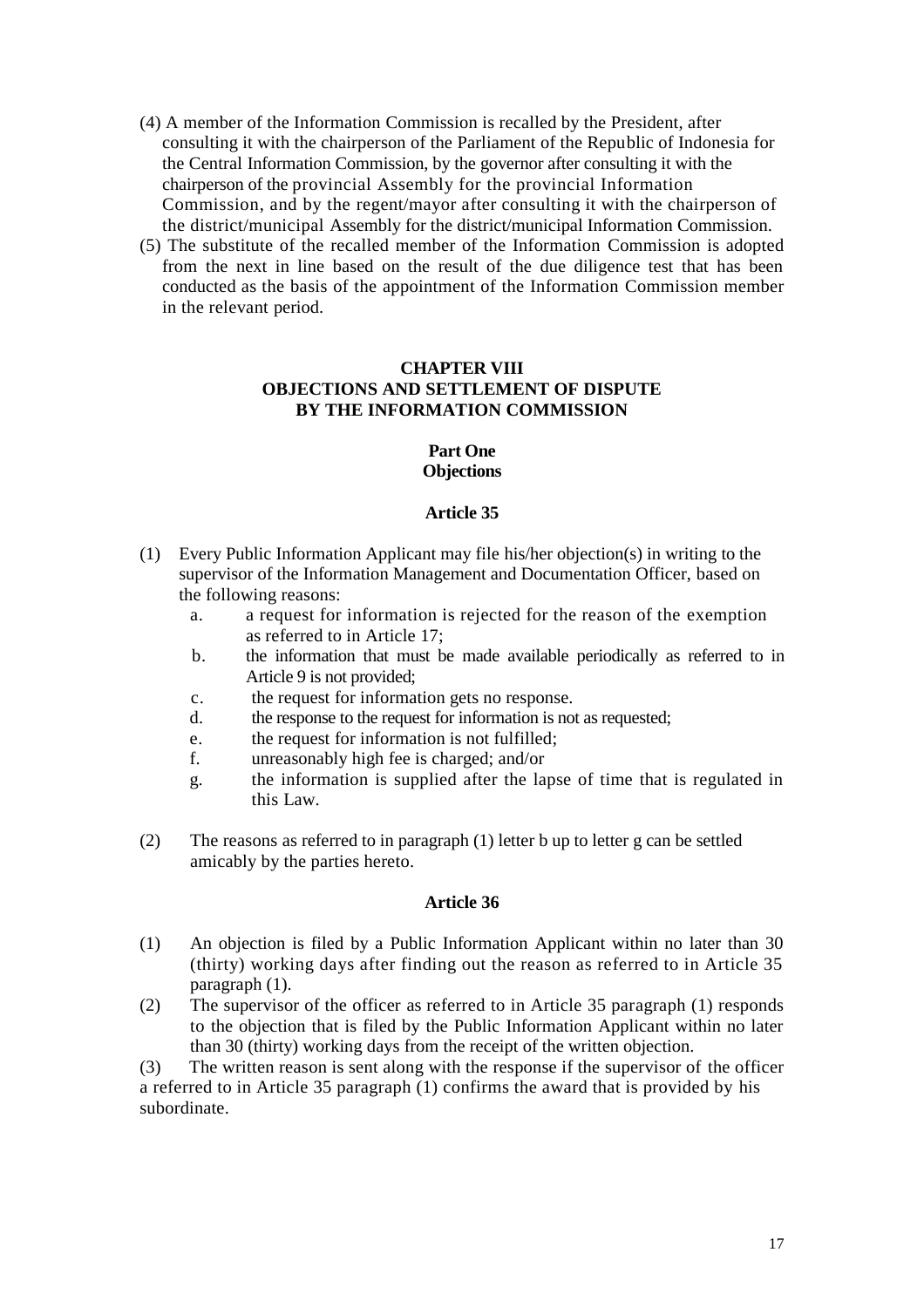(4) A member of the Information Commission is recalled by the President, after consulting it with the chairperson of the Parliament of the Republic of Indonesia for the Central Information Commission, by the governor after consulting it with the chairperson of the provincial Assembly for the provincial Information Commission, and by the regent/mayor after consulting it with the chairperson of the district/municipal Assembly for the district/municipal Information Commission.

(5) The substitute of the recalled member of the Information Commission is adopted from the next in line based on the result of the due diligence test that has been conducted as the basis of the appointment of the Information Commission member in the relevant period.

## CHAPTER VIII
## OBJECTIONS AND SETTLEMENT OF DISPUTE BY THE INFORMATION COMMISSION

### Part One
### Objections

#### Article 35

(1) Every Public Information Applicant may file his/her objection(s) in writing to the supervisor of the Information Management and Documentation Officer, based on the following reasons:
   a. a request for information is rejected for the reason of the exemption as referred to in Article 17;
   b. the information that must be made available periodically as referred to in Article 9 is not provided;
   c. the request for information gets no response.
   d. the response to the request for information is not as requested;
   e. the request for information is not fulfilled;
   f. unreasonably high fee is charged; and/or
   g. the information is supplied after the lapse of time that is regulated in this Law.

(2) The reasons as referred to in paragraph (1) letter b up to letter g can be settled amicably by the parties hereto.

#### Article 36

(1) An objection is filed by a Public Information Applicant within no later than 30 (thirty) working days after finding out the reason as referred to in Article 35 paragraph (1).

(2) The supervisor of the officer as referred to in Article 35 paragraph (1) responds to the objection that is filed by the Public Information Applicant within no later than 30 (thirty) working days from the receipt of the written objection.

(3) The written reason is sent along with the response if the supervisor of the officer a referred to in Article 35 paragraph (1) confirms the award that is provided by his subordinate.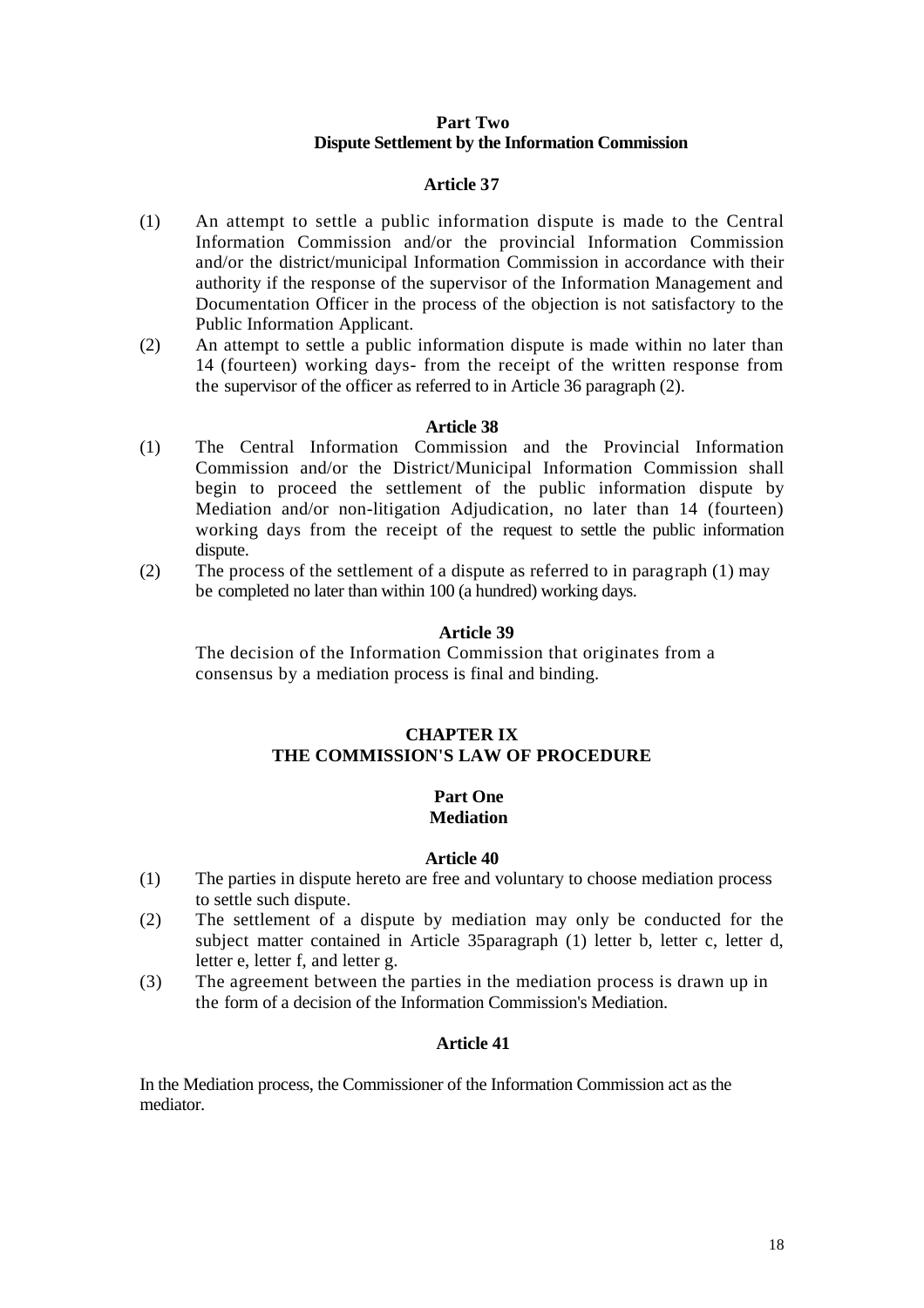## Part Two
## Dispute Settlement by the Information Commission

### Article 37

(1) An attempt to settle a public information dispute is made to the Central Information Commission and/or the provincial Information Commission and/or the district/municipal Information Commission in accordance with their authority if the response of the supervisor of the Information Management and Documentation Officer in the process of the objection is not satisfactory to the Public Information Applicant.

(2) An attempt to settle a public information dispute is made within no later than 14 (fourteen) working days- from the receipt of the written response from the supervisor of the officer as referred to in Article 36 paragraph (2).

### Article 38

(1) The Central Information Commission and the Provincial Information Commission and/or the District/Municipal Information Commission shall begin to proceed the settlement of the public information dispute by Mediation and/or non-litigation Adjudication, no later than 14 (fourteen) working days from the receipt of the request to settle the public information dispute.

(2) The process of the settlement of a dispute as referred to in paragraph (1) may be completed no later than within 100 (a hundred) working days.

### Article 39

The decision of the Information Commission that originates from a consensus by a mediation process is final and binding.

# CHAPTER IX
# THE COMMISSION'S LAW OF PROCEDURE

## Part One
## Mediation

### Article 40

(1) The parties in dispute hereto are free and voluntary to choose mediation process to settle such dispute.

(2) The settlement of a dispute by mediation may only be conducted for the subject matter contained in Article 35paragraph (1) letter b, letter c, letter d, letter e, letter f, and letter g.

(3) The agreement between the parties in the mediation process is drawn up in the form of a decision of the Information Commission's Mediation.

### Article 41

In the Mediation process, the Commissioner of the Information Commission act as the mediator.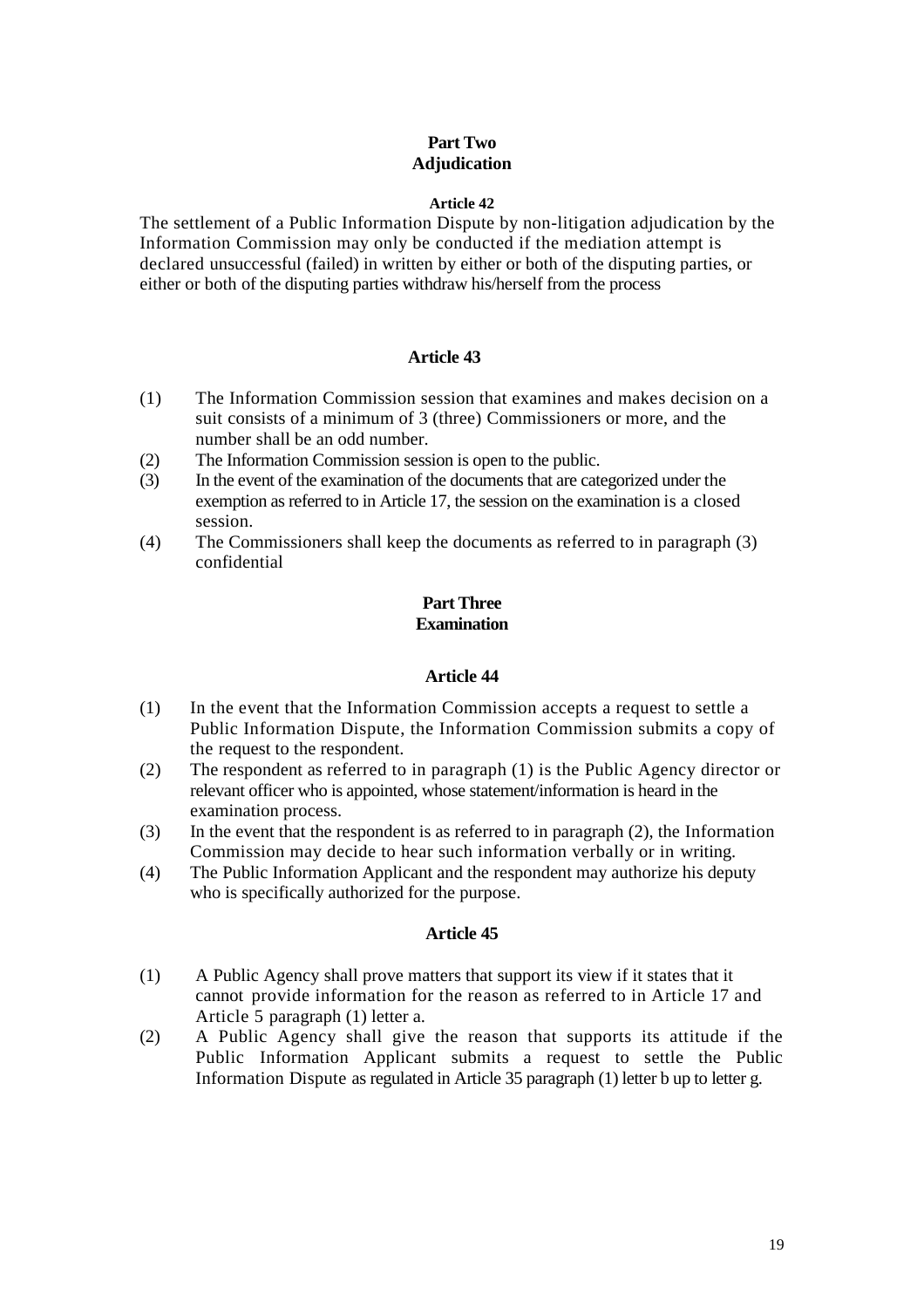## Part Two
## Adjudication

### Article 42

The settlement of a Public Information Dispute by non-litigation adjudication by the Information Commission may only be conducted if the mediation attempt is declared unsuccessful (failed) in written by either or both of the disputing parties, or either or both of the disputing parties withdraw his/herself from the process

### Article 43

(1) The Information Commission session that examines and makes decision on a suit consists of a minimum of 3 (three) Commissioners or more, and the number shall be an odd number.

(2) The Information Commission session is open to the public.

(3) In the event of the examination of the documents that are categorized under the exemption as referred to in Article 17, the session on the examination is a closed session.

(4) The Commissioners shall keep the documents as referred to in paragraph (3) confidential

## Part Three
## Examination

### Article 44

(1) In the event that the Information Commission accepts a request to settle a Public Information Dispute, the Information Commission submits a copy of the request to the respondent.

(2) The respondent as referred to in paragraph (1) is the Public Agency director or relevant officer who is appointed, whose statement/information is heard in the examination process.

(3) In the event that the respondent is as referred to in paragraph (2), the Information Commission may decide to hear such information verbally or in writing.

(4) The Public Information Applicant and the respondent may authorize his deputy who is specifically authorized for the purpose.

### Article 45

(1) A Public Agency shall prove matters that support its view if it states that it cannot provide information for the reason as referred to in Article 17 and Article 5 paragraph (1) letter a.

(2) A Public Agency shall give the reason that supports its attitude if the Public Information Applicant submits a request to settle the Public Information Dispute as regulated in Article 35 paragraph (1) letter b up to letter g.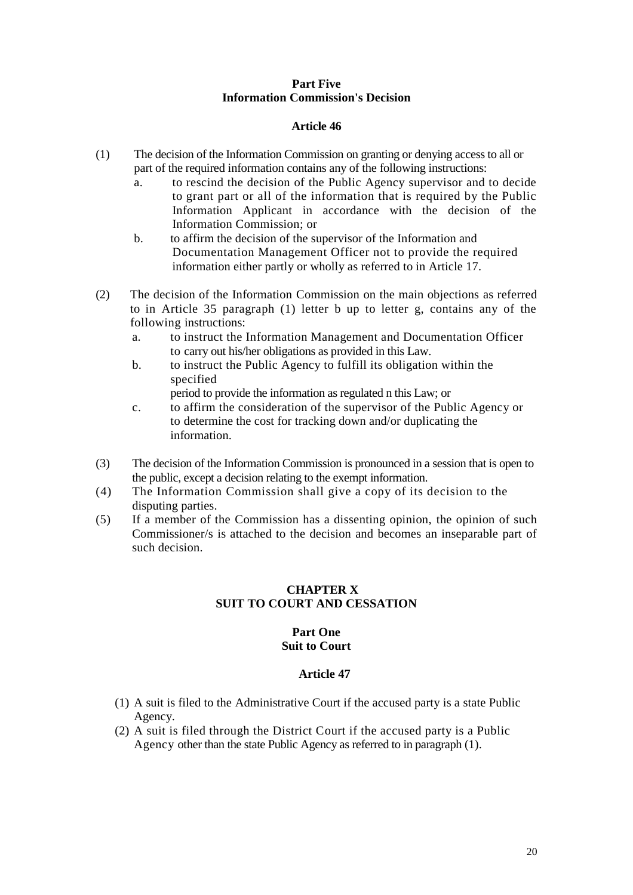**Part Five**
**Information Commission's Decision**

**Article 46**

(1) The decision of the Information Commission on granting or denying access to all or part of the required information contains any of the following instructions:
   a. to rescind the decision of the Public Agency supervisor and to decide to grant part or all of the information that is required by the Public Information Applicant in accordance with the decision of the Information Commission; or
   b. to affirm the decision of the supervisor of the Information and Documentation Management Officer not to provide the required information either partly or wholly as referred to in Article 17.

(2) The decision of the Information Commission on the main objections as referred to in Article 35 paragraph (1) letter b up to letter g, contains any of the following instructions:
   a. to instruct the Information Management and Documentation Officer to carry out his/her obligations as provided in this Law.
   b. to instruct the Public Agency to fulfill its obligation within the specified
      period to provide the information as regulated n this Law; or
   c. to affirm the consideration of the supervisor of the Public Agency or to determine the cost for tracking down and/or duplicating the information.

(3) The decision of the Information Commission is pronounced in a session that is open to the public, except a decision relating to the exempt information.

(4) The Information Commission shall give a copy of its decision to the disputing parties.

(5) If a member of the Commission has a dissenting opinion, the opinion of such Commissioner/s is attached to the decision and becomes an inseparable part of such decision.

## CHAPTER X
## SUIT TO COURT AND CESSATION

**Part One**
**Suit to Court**

**Article 47**

(1) A suit is filed to the Administrative Court if the accused party is a state Public Agency.

(2) A suit is filed through the District Court if the accused party is a Public Agency other than the state Public Agency as referred to in paragraph (1).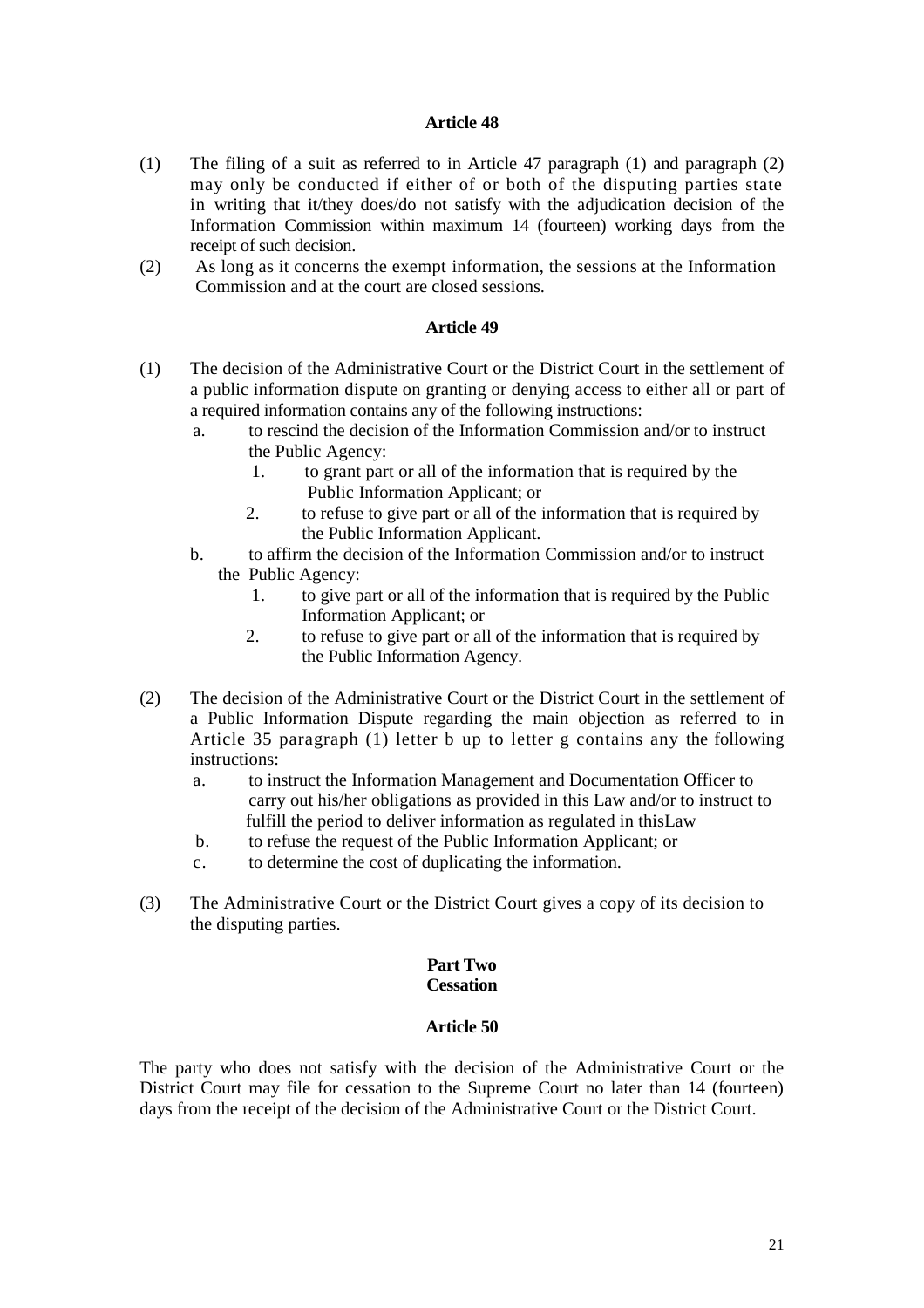### Article 48

(1) The filing of a suit as referred to in Article 47 paragraph (1) and paragraph (2) may only be conducted if either of or both of the disputing parties state in writing that it/they does/do not satisfy with the adjudication decision of the Information Commission within maximum 14 (fourteen) working days from the receipt of such decision.

(2) As long as it concerns the exempt information, the sessions at the Information Commission and at the court are closed sessions.

### Article 49

(1) The decision of the Administrative Court or the District Court in the settlement of a public information dispute on granting or denying access to either all or part of a required information contains any of the following instructions:
   a. to rescind the decision of the Information Commission and/or to instruct the Public Agency:
      1. to grant part or all of the information that is required by the Public Information Applicant; or
      2. to refuse to give part or all of the information that is required by the Public Information Applicant.
   b. to affirm the decision of the Information Commission and/or to instruct the Public Agency:
      1. to give part or all of the information that is required by the Public Information Applicant; or
      2. to refuse to give part or all of the information that is required by the Public Information Agency.

(2) The decision of the Administrative Court or the District Court in the settlement of a Public Information Dispute regarding the main objection as referred to in Article 35 paragraph (1) letter b up to letter g contains any the following instructions:
   a. to instruct the Information Management and Documentation Officer to carry out his/her obligations as provided in this Law and/or to instruct to fulfill the period to deliver information as regulated in thisLaw
   b. to refuse the request of the Public Information Applicant; or
   c. to determine the cost of duplicating the information.

(3) The Administrative Court or the District Court gives a copy of its decision to the disputing parties.

## Part Two
## Cessation

### Article 50

The party who does not satisfy with the decision of the Administrative Court or the District Court may file for cessation to the Supreme Court no later than 14 (fourteen) days from the receipt of the decision of the Administrative Court or the District Court.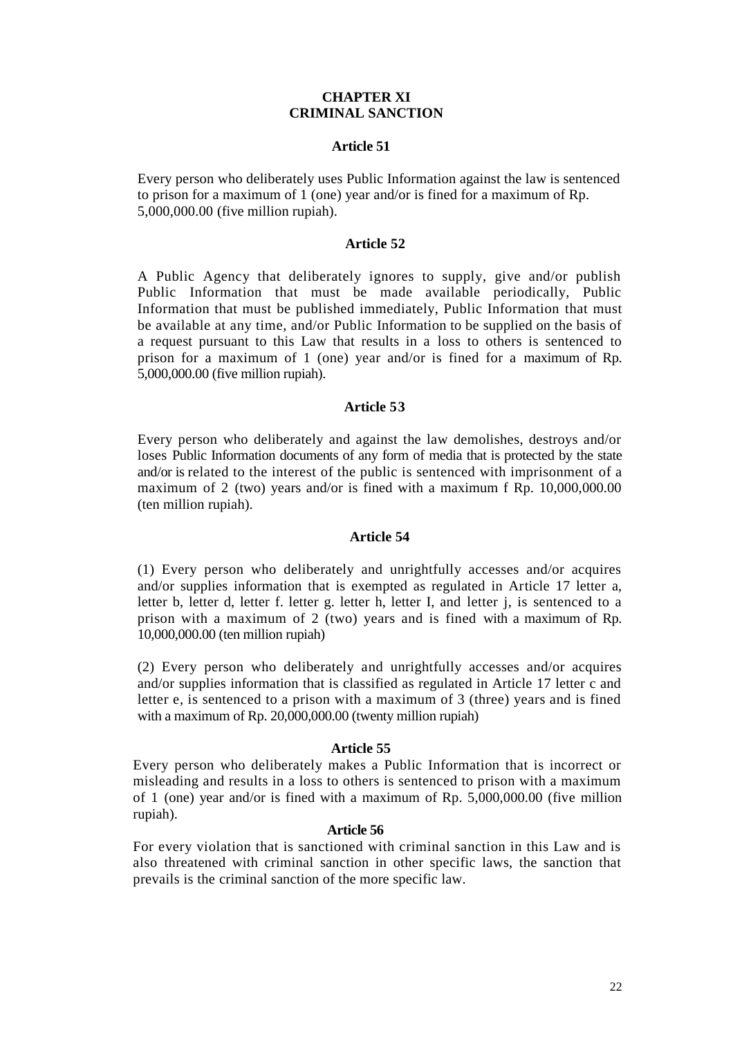## CHAPTER XI
## CRIMINAL SANCTION

### Article 51

Every person who deliberately uses Public Information against the law is sentenced to prison for a maximum of 1 (one) year and/or is fined for a maximum of Rp. 5,000,000.00 (five million rupiah).

### Article 52

A Public Agency that deliberately ignores to supply, give and/or publish Public Information that must be made available periodically, Public Information that must be published immediately, Public Information that must be available at any time, and/or Public Information to be supplied on the basis of a request pursuant to this Law that results in a loss to others is sentenced to prison for a maximum of 1 (one) year and/or is fined for a maximum of Rp. 5,000,000.00 (five million rupiah).

### Article 53

Every person who deliberately and against the law demolishes, destroys and/or loses Public Information documents of any form of media that is protected by the state and/or is related to the interest of the public is sentenced with imprisonment of a maximum of 2 (two) years and/or is fined with a maximum f Rp. 10,000,000.00 (ten million rupiah).

### Article 54

(1) Every person who deliberately and unrightfully accesses and/or acquires and/or supplies information that is exempted as regulated in Article 17 letter a, letter b, letter d, letter f. letter g. letter h, letter I, and letter j, is sentenced to a prison with a maximum of 2 (two) years and is fined with a maximum of Rp. 10,000,000.00 (ten million rupiah)

(2) Every person who deliberately and unrightfully accesses and/or acquires and/or supplies information that is classified as regulated in Article 17 letter c and letter e, is sentenced to a prison with a maximum of 3 (three) years and is fined with a maximum of Rp. 20,000,000.00 (twenty million rupiah)

### Article 55

Every person who deliberately makes a Public Information that is incorrect or misleading and results in a loss to others is sentenced to prison with a maximum of 1 (one) year and/or is fined with a maximum of Rp. 5,000,000.00 (five million rupiah).

### Article 56

For every violation that is sanctioned with criminal sanction in this Law and is also threatened with criminal sanction in other specific laws, the sanction that prevails is the criminal sanction of the more specific law.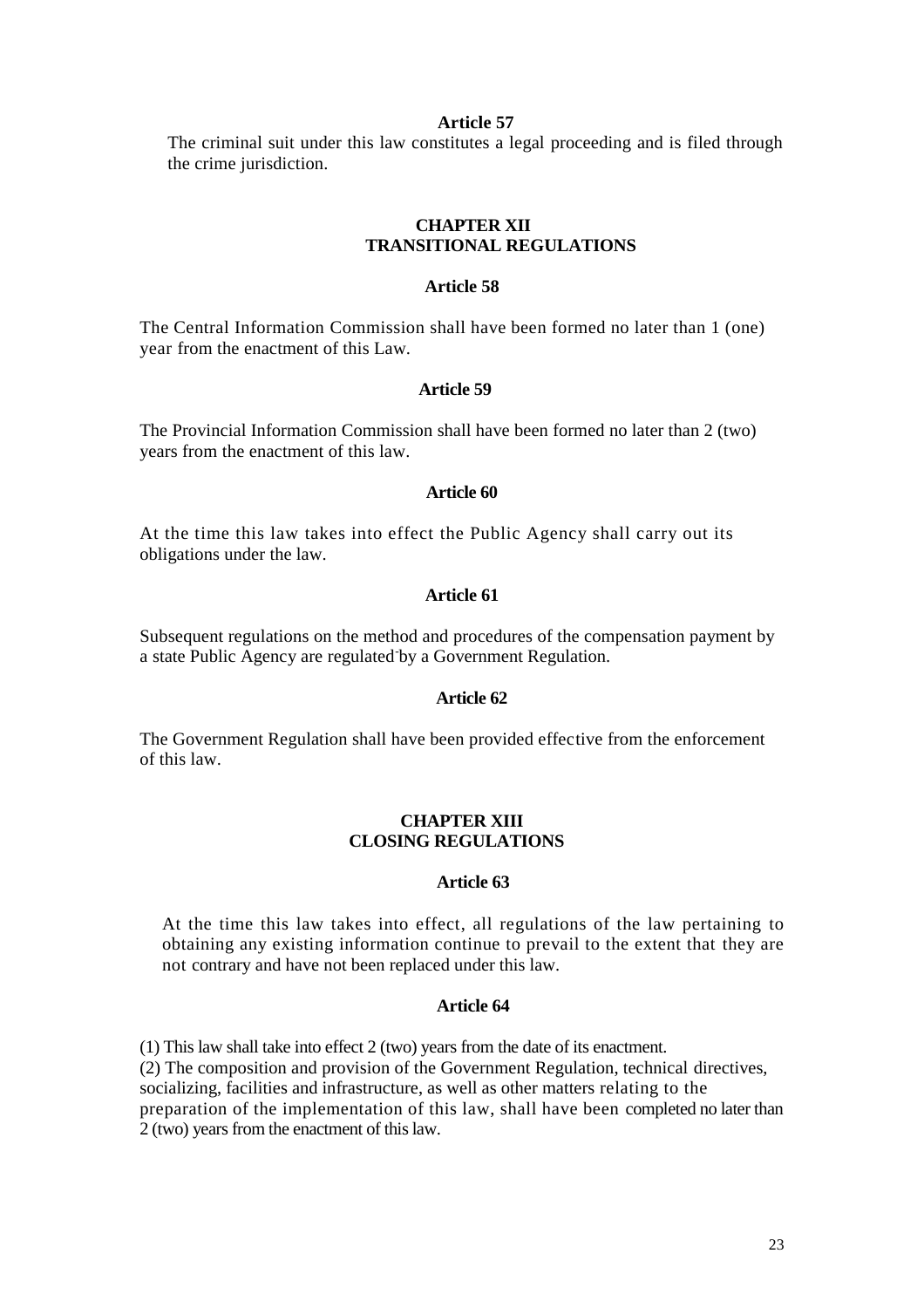**Article 57**

The criminal suit under this law constitutes a legal proceeding and is filed through the crime jurisdiction.

## CHAPTER XII
## TRANSITIONAL REGULATIONS

**Article 58**

The Central Information Commission shall have been formed no later than 1 (one) year from the enactment of this Law.

**Article 59**

The Provincial Information Commission shall have been formed no later than 2 (two) years from the enactment of this law.

**Article 60**

At the time this law takes into effect the Public Agency shall carry out its obligations under the law.

**Article 61**

Subsequent regulations on the method and procedures of the compensation payment by a state Public Agency are regulated by a Government Regulation.

**Article 62**

The Government Regulation shall have been provided effective from the enforcement of this law.

## CHAPTER XIII
## CLOSING REGULATIONS

**Article 63**

At the time this law takes into effect, all regulations of the law pertaining to obtaining any existing information continue to prevail to the extent that they are not contrary and have not been replaced under this law.

**Article 64**

(1) This law shall take into effect 2 (two) years from the date of its enactment.
(2) The composition and provision of the Government Regulation, technical directives, socializing, facilities and infrastructure, as well as other matters relating to the preparation of the implementation of this law, shall have been completed no later than 2 (two) years from the enactment of this law.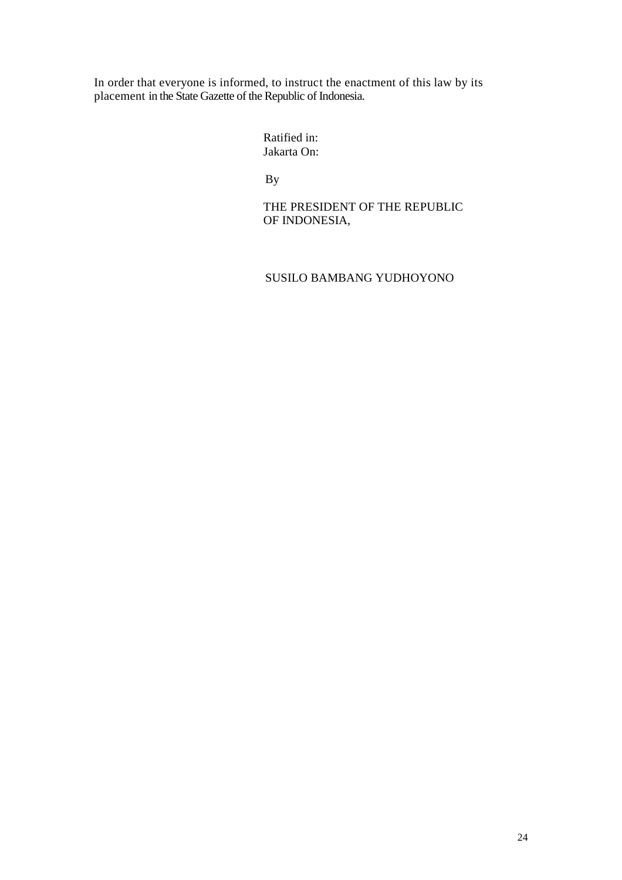In order that everyone is informed, to instruct the enactment of this law by its placement in the State Gazette of the Republic of Indonesia.

Ratified in:
Jakarta On:

By

THE PRESIDENT OF THE REPUBLIC
OF INDONESIA,

SUSILO BAMBANG YUDHOYONO